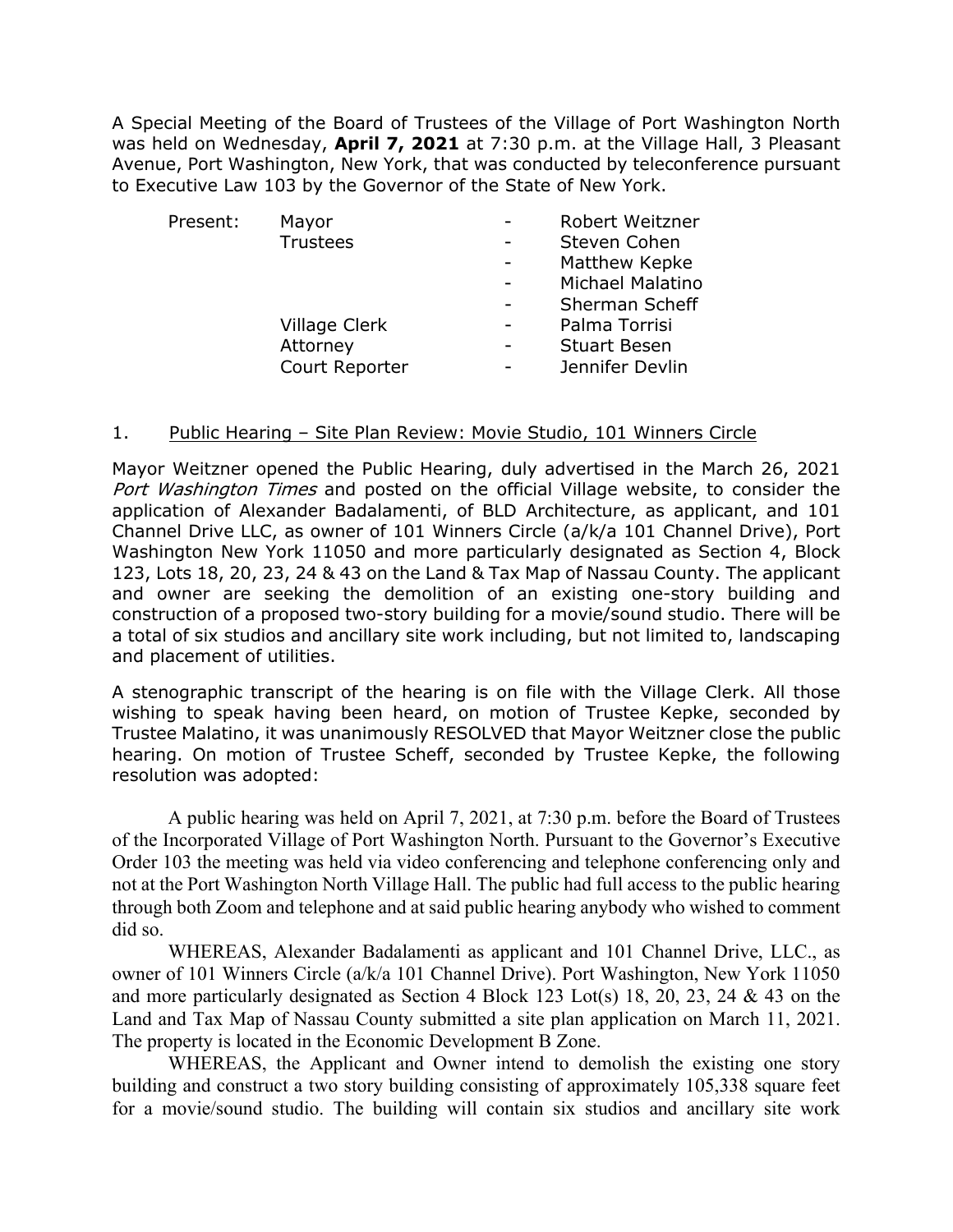A Special Meeting of the Board of Trustees of the Village of Port Washington North was held on Wednesday, **April 7, 2021** at 7:30 p.m. at the Village Hall, 3 Pleasant Avenue, Port Washington, New York, that was conducted by teleconference pursuant to Executive Law 103 by the Governor of the State of New York.

| Present: | Mayor | - | Robert Weitzner |
|---|---|---|---|
| | Trustees | - | Steven Cohen |
| | | - | Matthew Kepke |
| | | - | Michael Malatino |
| | | - | Sherman Scheff |
| | Village Clerk | - | Palma Torrisi |
| | Attorney | - | Stuart Besen |
| | Court Reporter | - | Jennifer Devlin |

1. Public Hearing – Site Plan Review: Movie Studio, 101 Winners Circle

Mayor Weitzner opened the Public Hearing, duly advertised in the March 26, 2021 *Port Washington Times* and posted on the official Village website, to consider the application of Alexander Badalamenti, of BLD Architecture, as applicant, and 101 Channel Drive LLC, as owner of 101 Winners Circle (a/k/a 101 Channel Drive), Port Washington New York 11050 and more particularly designated as Section 4, Block 123, Lots 18, 20, 23, 24 & 43 on the Land & Tax Map of Nassau County. The applicant and owner are seeking the demolition of an existing one-story building and construction of a proposed two-story building for a movie/sound studio. There will be a total of six studios and ancillary site work including, but not limited to, landscaping and placement of utilities.

A stenographic transcript of the hearing is on file with the Village Clerk. All those wishing to speak having been heard, on motion of Trustee Kepke, seconded by Trustee Malatino, it was unanimously RESOLVED that Mayor Weitzner close the public hearing. On motion of Trustee Scheff, seconded by Trustee Kepke, the following resolution was adopted:

A public hearing was held on April 7, 2021, at 7:30 p.m. before the Board of Trustees of the Incorporated Village of Port Washington North. Pursuant to the Governor's Executive Order 103 the meeting was held via video conferencing and telephone conferencing only and not at the Port Washington North Village Hall. The public had full access to the public hearing through both Zoom and telephone and at said public hearing anybody who wished to comment did so.

WHEREAS, Alexander Badalamenti as applicant and 101 Channel Drive, LLC., as owner of 101 Winners Circle (a/k/a 101 Channel Drive). Port Washington, New York 11050 and more particularly designated as Section 4 Block 123 Lot(s) 18, 20, 23, 24 & 43 on the Land and Tax Map of Nassau County submitted a site plan application on March 11, 2021. The property is located in the Economic Development B Zone.

WHEREAS, the Applicant and Owner intend to demolish the existing one story building and construct a two story building consisting of approximately 105,338 square feet for a movie/sound studio. The building will contain six studios and ancillary site work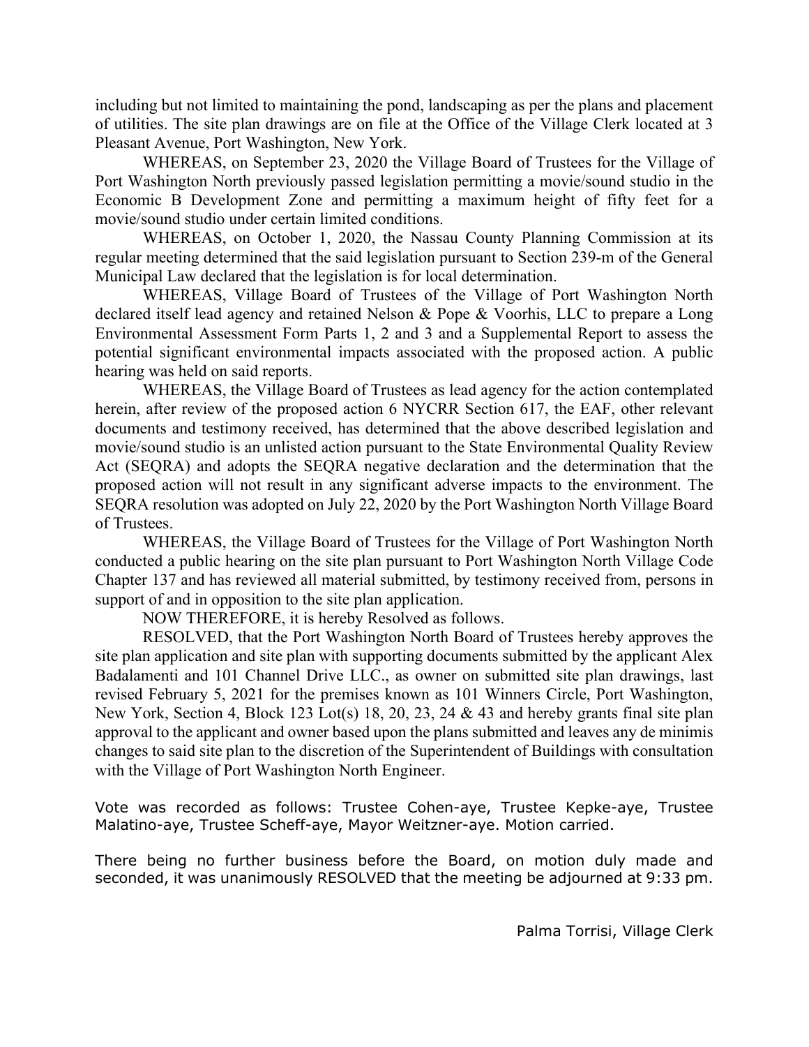including but not limited to maintaining the pond, landscaping as per the plans and placement of utilities. The site plan drawings are on file at the Office of the Village Clerk located at 3 Pleasant Avenue, Port Washington, New York.

WHEREAS, on September 23, 2020 the Village Board of Trustees for the Village of Port Washington North previously passed legislation permitting a movie/sound studio in the Economic B Development Zone and permitting a maximum height of fifty feet for a movie/sound studio under certain limited conditions.

WHEREAS, on October 1, 2020, the Nassau County Planning Commission at its regular meeting determined that the said legislation pursuant to Section 239-m of the General Municipal Law declared that the legislation is for local determination.

WHEREAS, Village Board of Trustees of the Village of Port Washington North declared itself lead agency and retained Nelson & Pope & Voorhis, LLC to prepare a Long Environmental Assessment Form Parts 1, 2 and 3 and a Supplemental Report to assess the potential significant environmental impacts associated with the proposed action. A public hearing was held on said reports.

WHEREAS, the Village Board of Trustees as lead agency for the action contemplated herein, after review of the proposed action 6 NYCRR Section 617, the EAF, other relevant documents and testimony received, has determined that the above described legislation and movie/sound studio is an unlisted action pursuant to the State Environmental Quality Review Act (SEQRA) and adopts the SEQRA negative declaration and the determination that the proposed action will not result in any significant adverse impacts to the environment. The SEQRA resolution was adopted on July 22, 2020 by the Port Washington North Village Board of Trustees.

WHEREAS, the Village Board of Trustees for the Village of Port Washington North conducted a public hearing on the site plan pursuant to Port Washington North Village Code Chapter 137 and has reviewed all material submitted, by testimony received from, persons in support of and in opposition to the site plan application.

NOW THEREFORE, it is hereby Resolved as follows.

RESOLVED, that the Port Washington North Board of Trustees hereby approves the site plan application and site plan with supporting documents submitted by the applicant Alex Badalamenti and 101 Channel Drive LLC., as owner on submitted site plan drawings, last revised February 5, 2021 for the premises known as 101 Winners Circle, Port Washington, New York, Section 4, Block 123 Lot(s) 18, 20, 23, 24 & 43 and hereby grants final site plan approval to the applicant and owner based upon the plans submitted and leaves any de minimis changes to said site plan to the discretion of the Superintendent of Buildings with consultation with the Village of Port Washington North Engineer.

Vote was recorded as follows: Trustee Cohen-aye, Trustee Kepke-aye, Trustee Malatino-aye, Trustee Scheff-aye, Mayor Weitzner-aye. Motion carried.

There being no further business before the Board, on motion duly made and seconded, it was unanimously RESOLVED that the meeting be adjourned at 9:33 pm.

Palma Torrisi, Village Clerk